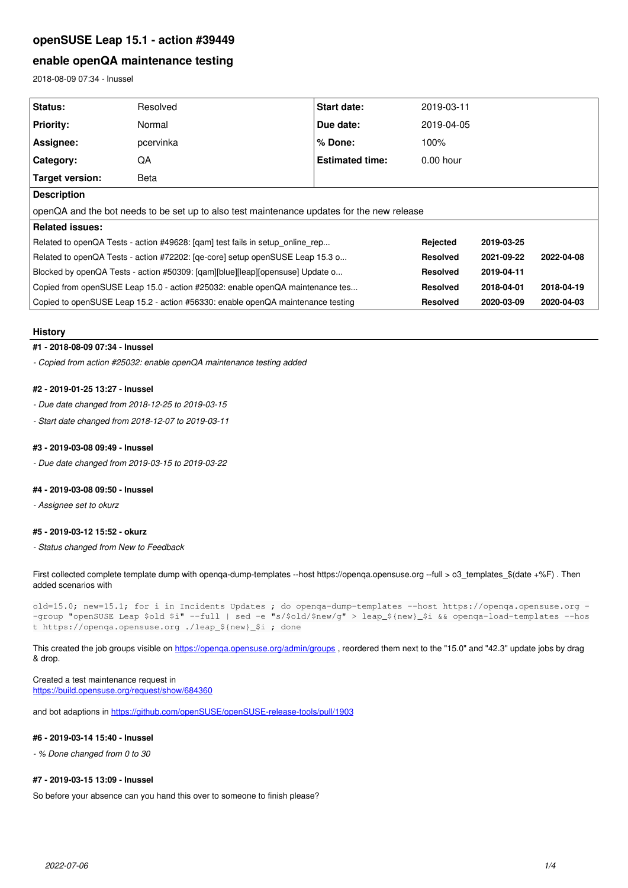# openSUSE Leap 15.1 - action #39449

## enable openQA maintenance testing

2018-08-09 07:34 - lnussel

| Status: | Resolved | Start date: | 2019-03-11 |
|---|---|---|---|
| Priority: | Normal | Due date: | 2019-04-05 |
| Assignee: | pcervinka | % Done: | 100% |
| Category: | QA | Estimated time: | 0.00 hour |
| Target version: | Beta | | |

**Description**

openQA and the bot needs to be set up to also test maintenance updates for the new release

**Related issues:**

| | | | |
|---|---|---|---|
| Related to openQA Tests - action #49628: [qam] test fails in setup_online_rep... | **Rejected** | **2019-03-25** | |
| Related to openQA Tests - action #72202: [qe-core] setup openSUSE Leap 15.3 o... | **Resolved** | **2021-09-22** | **2022-04-08** |
| Blocked by openQA Tests - action #50309: [qam][blue][leap][opensuse] Update o... | **Resolved** | **2019-04-11** | |
| Copied from openSUSE Leap 15.0 - action #25032: enable openQA maintenance tes... | **Resolved** | **2018-04-01** | **2018-04-19** |
| Copied to openSUSE Leap 15.2 - action #56330: enable openQA maintenance testing | **Resolved** | **2020-03-09** | **2020-04-03** |

## History

#### #1 - 2018-08-09 07:34 - lnussel

*- Copied from action #25032: enable openQA maintenance testing added*

#### #2 - 2019-01-25 13:27 - lnussel

*- Due date changed from 2018-12-25 to 2019-03-15*

*- Start date changed from 2018-12-07 to 2019-03-11*

#### #3 - 2019-03-08 09:49 - lnussel

*- Due date changed from 2019-03-15 to 2019-03-22*

#### #4 - 2019-03-08 09:50 - lnussel

*- Assignee set to okurz*

#### #5 - 2019-03-12 15:52 - okurz

*- Status changed from New to Feedback*

First collected complete template dump with openqa-dump-templates --host https://openqa.opensuse.org --full > o3_templates_$(date +%F) . Then added scenarios with

```
old=15.0; new=15.1; for i in Incidents Updates ; do openqa-dump-templates --host https://openqa.opensuse.org --group "openSUSE Leap $old $i" --full | sed -e "s/$old/$new/g" > leap_${new}_$i && openqa-load-templates --host https://openqa.opensuse.org ./leap_${new}_$i ; done
```

This created the job groups visible on https://openqa.opensuse.org/admin/groups , reordered them next to the "15.0" and "42.3" update jobs by drag & drop.

Created a test maintenance request in
https://build.opensuse.org/request/show/684360

and bot adaptions in https://github.com/openSUSE/openSUSE-release-tools/pull/1903

#### #6 - 2019-03-14 15:40 - lnussel

*- % Done changed from 0 to 30*

#### #7 - 2019-03-15 13:09 - lnussel

So before your absence can you hand this over to someone to finish please?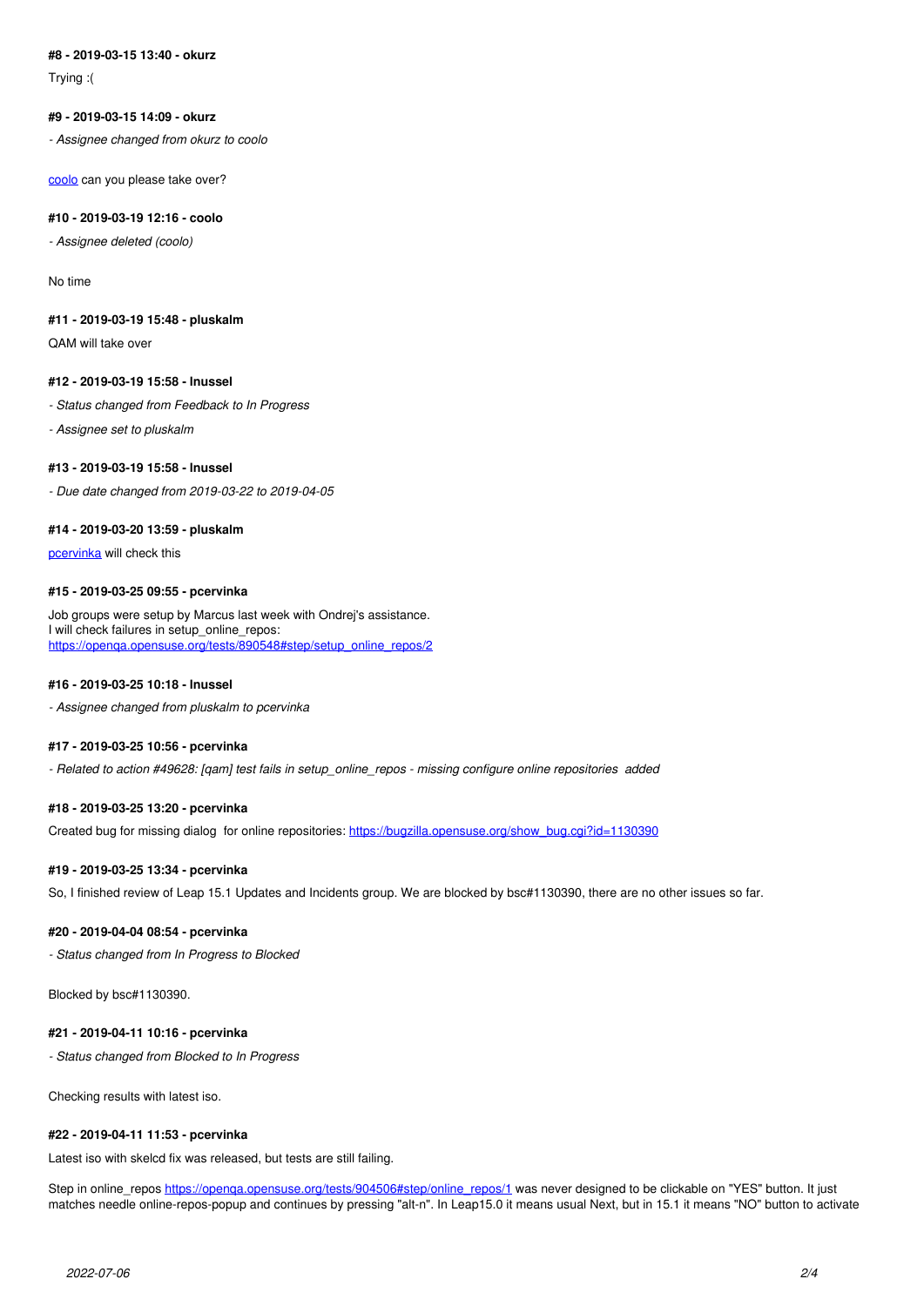#### #8 - 2019-03-15 13:40 - okurz

Trying :(

#### #9 - 2019-03-15 14:09 - okurz

*- Assignee changed from okurz to coolo*

[coolo](coolo) can you please take over?

#### #10 - 2019-03-19 12:16 - coolo

*- Assignee deleted (coolo)*

No time

#### #11 - 2019-03-19 15:48 - pluskalm

QAM will take over

#### #12 - 2019-03-19 15:58 - lnussel

*- Status changed from Feedback to In Progress*

*- Assignee set to pluskalm*

#### #13 - 2019-03-19 15:58 - lnussel

*- Due date changed from 2019-03-22 to 2019-04-05*

#### #14 - 2019-03-20 13:59 - pluskalm

[pcervinka](pcervinka) will check this

#### #15 - 2019-03-25 09:55 - pcervinka

Job groups were setup by Marcus last week with Ondrej's assistance.
I will check failures in setup_online_repos:
[https://openqa.opensuse.org/tests/890548#step/setup_online_repos/2](https://openqa.opensuse.org/tests/890548#step/setup_online_repos/2)

#### #16 - 2019-03-25 10:18 - lnussel

*- Assignee changed from pluskalm to pcervinka*

#### #17 - 2019-03-25 10:56 - pcervinka

*- Related to action #49628: [qam] test fails in setup_online_repos - missing configure online repositories added*

#### #18 - 2019-03-25 13:20 - pcervinka

Created bug for missing dialog for online repositories: [https://bugzilla.opensuse.org/show_bug.cgi?id=1130390](https://bugzilla.opensuse.org/show_bug.cgi?id=1130390)

#### #19 - 2019-03-25 13:34 - pcervinka

So, I finished review of Leap 15.1 Updates and Incidents group. We are blocked by bsc#1130390, there are no other issues so far.

#### #20 - 2019-04-04 08:54 - pcervinka

*- Status changed from In Progress to Blocked*

Blocked by bsc#1130390.

#### #21 - 2019-04-11 10:16 - pcervinka

*- Status changed from Blocked to In Progress*

Checking results with latest iso.

#### #22 - 2019-04-11 11:53 - pcervinka

Latest iso with skelcd fix was released, but tests are still failing.

Step in online_repos [https://openqa.opensuse.org/tests/904506#step/online_repos/1](https://openqa.opensuse.org/tests/904506#step/online_repos/1) was never designed to be clickable on "YES" button. It just matches needle online-repos-popup and continues by pressing "alt-n". In Leap15.0 it means usual Next, but in 15.1 it means "NO" button to activate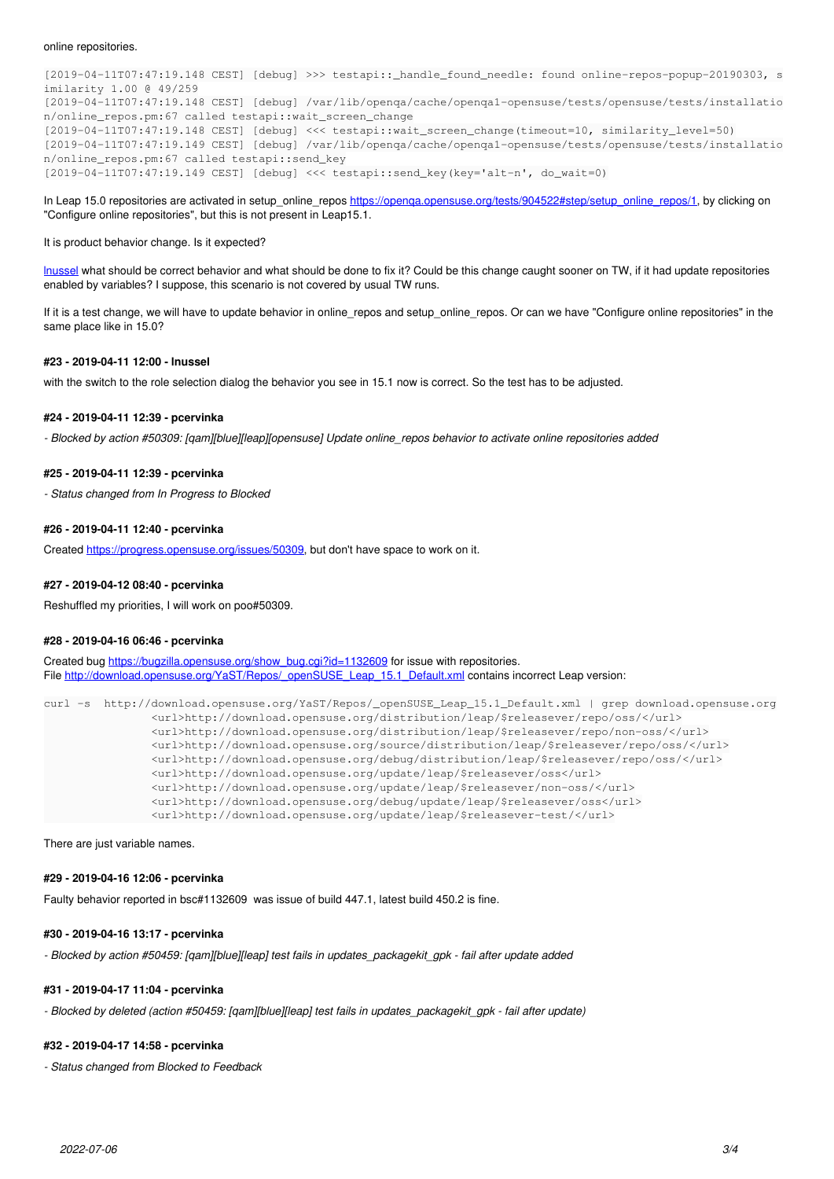online repositories.

```
[2019-04-11T07:47:19.148 CEST] [debug] >>> testapi::_handle_found_needle: found online-repos-popup-20190303, s
imilarity 1.00 @ 49/259
[2019-04-11T07:47:19.148 CEST] [debug] /var/lib/openqa/cache/openqa1-opensuse/tests/opensuse/tests/installatio
n/online_repos.pm:67 called testapi::wait_screen_change
[2019-04-11T07:47:19.148 CEST] [debug] <<< testapi::wait_screen_change(timeout=10, similarity_level=50)
[2019-04-11T07:47:19.149 CEST] [debug] /var/lib/openqa/cache/openqa1-opensuse/tests/opensuse/tests/installatio
n/online_repos.pm:67 called testapi::send_key
[2019-04-11T07:47:19.149 CEST] [debug] <<< testapi::send_key(key='alt-n', do_wait=0)
```

In Leap 15.0 repositories are activated in setup_online_repos https://openqa.opensuse.org/tests/904522#step/setup_online_repos/1, by clicking on "Configure online repositories", but this is not present in Leap15.1.

It is product behavior change. Is it expected?

lnussel what should be correct behavior and what should be done to fix it? Could be this change caught sooner on TW, if it had update repositories enabled by variables? I suppose, this scenario is not covered by usual TW runs.

If it is a test change, we will have to update behavior in online_repos and setup_online_repos. Or can we have "Configure online repositories" in the same place like in 15.0?

#### #23 - 2019-04-11 12:00 - lnussel

with the switch to the role selection dialog the behavior you see in 15.1 now is correct. So the test has to be adjusted.

#### #24 - 2019-04-11 12:39 - pcervinka

*- Blocked by action #50309: [qam][blue][leap][opensuse] Update online_repos behavior to activate online repositories added*

#### #25 - 2019-04-11 12:39 - pcervinka

*- Status changed from In Progress to Blocked*

#### #26 - 2019-04-11 12:40 - pcervinka

Created https://progress.opensuse.org/issues/50309, but don't have space to work on it.

#### #27 - 2019-04-12 08:40 - pcervinka

Reshuffled my priorities, I will work on poo#50309.

#### #28 - 2019-04-16 06:46 - pcervinka

Created bug https://bugzilla.opensuse.org/show_bug.cgi?id=1132609 for issue with repositories.
File http://download.opensuse.org/YaST/Repos/_openSUSE_Leap_15.1_Default.xml contains incorrect Leap version:

```
curl -s  http://download.opensuse.org/YaST/Repos/_openSUSE_Leap_15.1_Default.xml | grep download.opensuse.org
                <url>http://download.opensuse.org/distribution/leap/$releasever/repo/oss/</url>
                <url>http://download.opensuse.org/distribution/leap/$releasever/repo/non-oss/</url>
                <url>http://download.opensuse.org/source/distribution/leap/$releasever/repo/oss/</url>
                <url>http://download.opensuse.org/debug/distribution/leap/$releasever/repo/oss/</url>
                <url>http://download.opensuse.org/update/leap/$releasever/oss</url>
                <url>http://download.opensuse.org/update/leap/$releasever/non-oss/</url>
                <url>http://download.opensuse.org/debug/update/leap/$releasever/oss</url>
                <url>http://download.opensuse.org/update/leap/$releasever-test/</url>
```

There are just variable names.

#### #29 - 2019-04-16 12:06 - pcervinka

Faulty behavior reported in bsc#1132609 was issue of build 447.1, latest build 450.2 is fine.

#### #30 - 2019-04-16 13:17 - pcervinka

*- Blocked by action #50459: [qam][blue][leap] test fails in updates_packagekit_gpk - fail after update added*

#### #31 - 2019-04-17 11:04 - pcervinka

*- Blocked by deleted (action #50459: [qam][blue][leap] test fails in updates_packagekit_gpk - fail after update)*

#### #32 - 2019-04-17 14:58 - pcervinka

*- Status changed from Blocked to Feedback*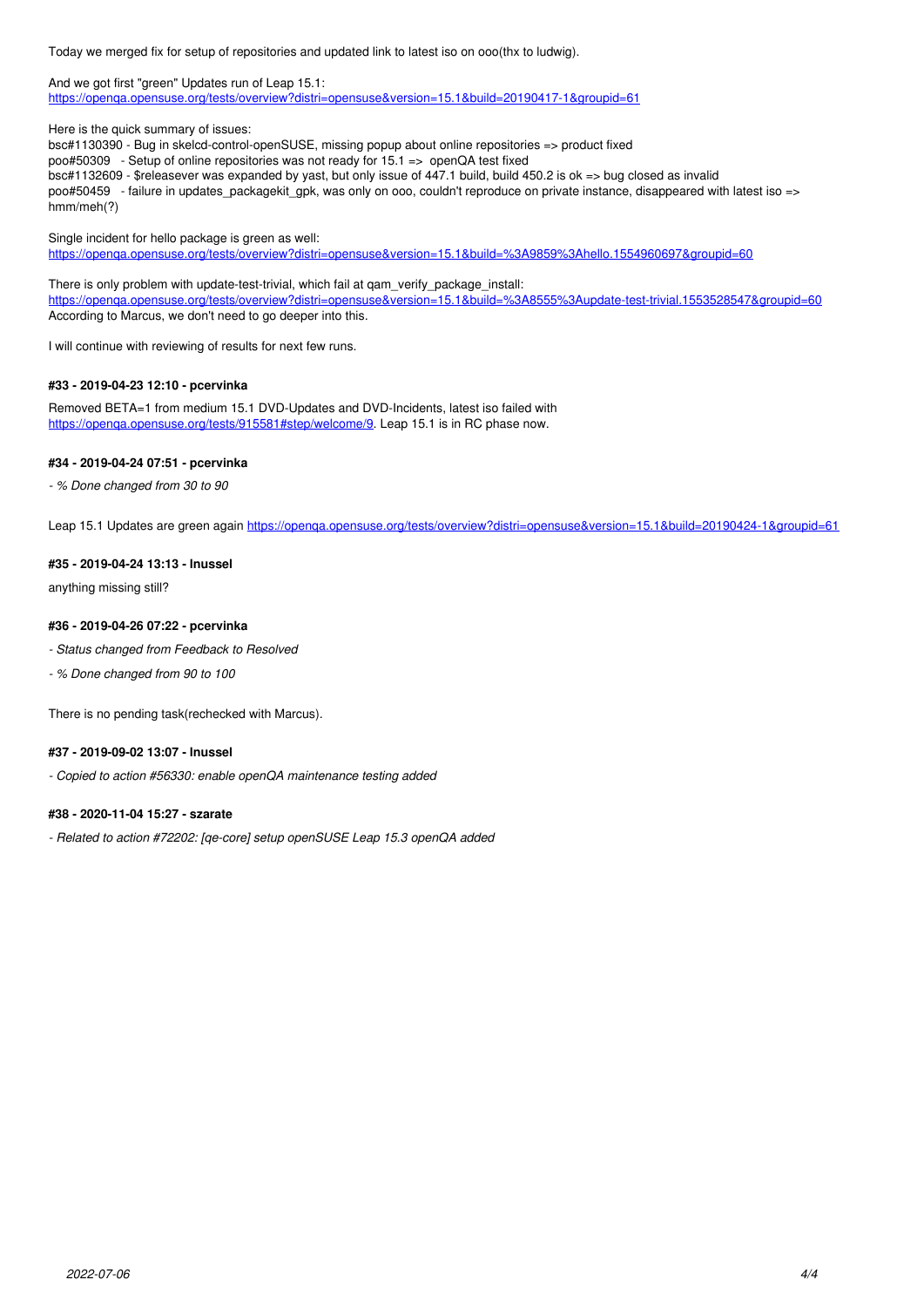Today we merged fix for setup of repositories and updated link to latest iso on ooo(thx to ludwig).

And we got first "green" Updates run of Leap 15.1:
https://openqa.opensuse.org/tests/overview?distri=opensuse&version=15.1&build=20190417-1&groupid=61

Here is the quick summary of issues:
bsc#1130390 - Bug in skelcd-control-openSUSE, missing popup about online repositories => product fixed
poo#50309 - Setup of online repositories was not ready for 15.1 => openQA test fixed
bsc#1132609 - $releasever was expanded by yast, but only issue of 447.1 build, build 450.2 is ok => bug closed as invalid
poo#50459 - failure in updates_packagekit_gpk, was only on ooo, couldn't reproduce on private instance, disappeared with latest iso => hmm/meh(?)

Single incident for hello package is green as well:
https://openqa.opensuse.org/tests/overview?distri=opensuse&version=15.1&build=%3A9859%3Ahello.1554960697&groupid=60

There is only problem with update-test-trivial, which fail at qam_verify_package_install:
https://openqa.opensuse.org/tests/overview?distri=opensuse&version=15.1&build=%3A8555%3Aupdate-test-trivial.1553528547&groupid=60
According to Marcus, we don't need to go deeper into this.

I will continue with reviewing of results for next few runs.

#### #33 - 2019-04-23 12:10 - pcervinka

Removed BETA=1 from medium 15.1 DVD-Updates and DVD-Incidents, latest iso failed with https://openqa.opensuse.org/tests/915581#step/welcome/9. Leap 15.1 is in RC phase now.

#### #34 - 2019-04-24 07:51 - pcervinka

*- % Done changed from 30 to 90*

Leap 15.1 Updates are green again https://openqa.opensuse.org/tests/overview?distri=opensuse&version=15.1&build=20190424-1&groupid=61

#### #35 - 2019-04-24 13:13 - lnussel

anything missing still?

#### #36 - 2019-04-26 07:22 - pcervinka

*- Status changed from Feedback to Resolved*

*- % Done changed from 90 to 100*

There is no pending task(rechecked with Marcus).

#### #37 - 2019-09-02 13:07 - lnussel

*- Copied to action #56330: enable openQA maintenance testing added*

#### #38 - 2020-11-04 15:27 - szarate

*- Related to action #72202: [qe-core] setup openSUSE Leap 15.3 openQA added*